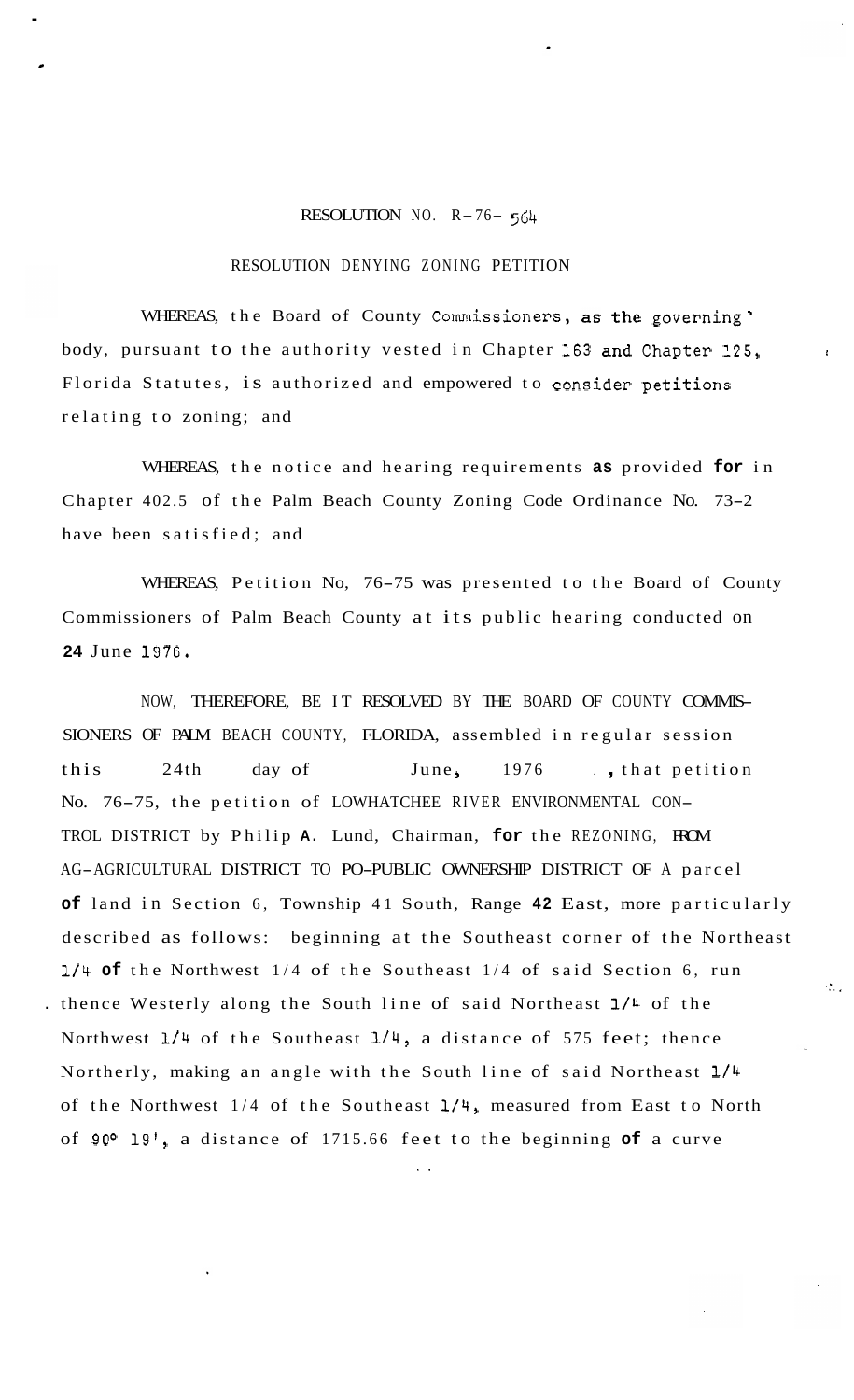RESOLUTION NO. R-76- 564

RESOLUTION DENYING ZONING PETITION

WHEREAS, the Board of County Commissioners, as the governing body, pursuant to the authority vested in Chapter 163 and Chapter 125, Florida Statutes, is authorized and empowered to consider petitions relating to zoning; and

WHEREAS, the notice and hearing requirements as provided for in Chapter 402.5 of the Palm Beach County Zoning Code Ordinance No. 73-2 have been satisfied; and

WHEREAS, Petition No, 76-75 was presented to the Board of County Commissioners of Palm Beach County at its public hearing conducted on 24 June 1976.

NOW, THEREFORE, BE IT RESOLVED BY THE BOARD OF COUNTY COMMISSIONERS OF PALM BEACH COUNTY, FLORIDA, assembled in regular session this 24th day of June, 1976, that petition No. 76-75, the petition of LOWHATCHEE RIVER ENVIRONMENTAL CONTROL DISTRICT by Philip A. Lund, Chairman, for the REZONING, FROM AG-AGRICULTURAL DISTRICT TO PO-PUBLIC OWNERSHIP DISTRICT OF A parcel of land in Section 6, Township 41 South, Range 42 East, more particularly described as follows: beginning at the Southeast corner of the Northeast 1/4 of the Northwest 1/4 of the Southeast 1/4 of said Section 6, run thence Westerly along the South line of said Northeast 1/4 of the Northwest 1/4 of the Southeast 1/4, a distance of 575 feet; thence Northerly, making an angle with the South line of said Northeast 1/4 of the Northwest 1/4 of the Southeast 1/4, measured from East to North of 90° 19', a distance of 1715.66 feet to the beginning of a curve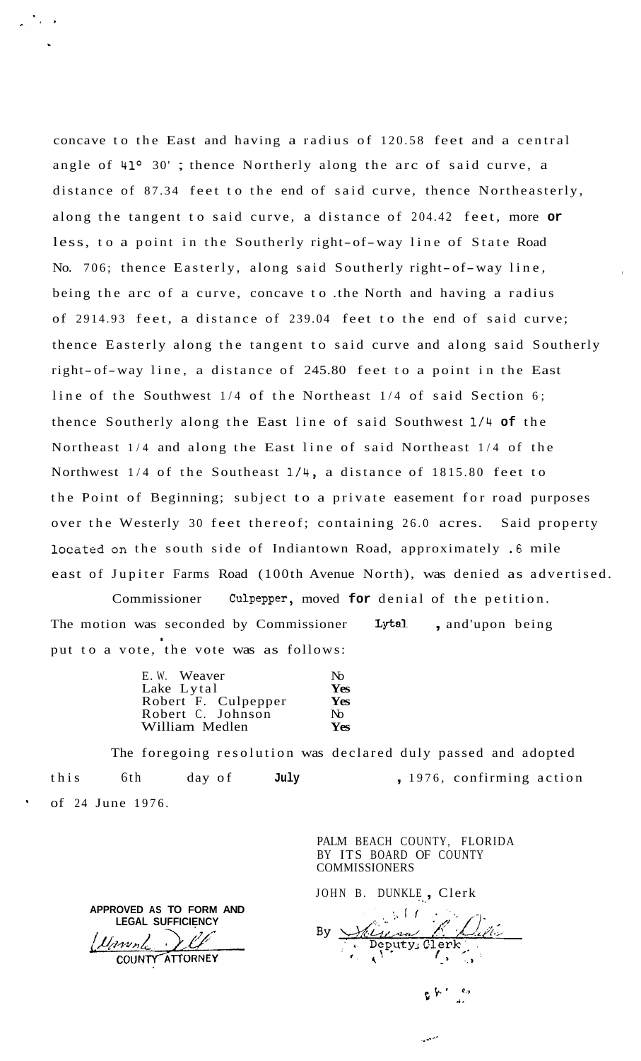concave to the East and having a radius of 120.58 feet and a central angle of 41° 30' ; thence Northerly along the arc of said curve, a distance of 87.34 feet to the end of said curve, thence Northeasterly, along the tangent to said curve, a distance of 204.42 feet, more or less, to a point in the Southerly right-of-way line of State Road No. 706; thence Easterly, along said Southerly right-of-way line, being the arc of a curve, concave to .the North and having a radius of 2914.93 feet, a distance of 239.04 feet to the end of said curve; thence Easterly along the tangent to said curve and along said Southerly right-of-way line, a distance of 245.80 feet to a point in the East line of the Southwest 1/4 of the Northeast 1/4 of said Section 6; thence Southerly along the East line of said Southwest 1/4 of the Northeast 1/4 and along the East line of said Northeast 1/4 of the Northwest 1/4 of the Southeast 1/4, a distance of 1815.80 feet to the Point of Beginning; subject to a private easement for road purposes over the Westerly 30 feet thereof; containing 26.0 acres. Said property located on the south side of Indiantown Road, approximately .6 mile east of Jupiter Farms Road (100th Avenue North), was denied as advertised.

Commissioner Culpepper, moved for denial of the petition. The motion was seconded by Commissioner Lytal , and upon being put to a vote, the vote was as follows:

| | |
|---|---|
| E. W. Weaver | No |
| Lake Lytal | Yes |
| Robert F. Culpepper | Yes |
| Robert C. Johnson | No |
| William Medlen | Yes |

The foregoing resolution was declared duly passed and adopted this 6th day of July , 1976, confirming action of 24 June 1976.

PALM BEACH COUNTY, FLORIDA
BY ITS BOARD OF COUNTY COMMISSIONERS

JOHN B. DUNKLE, Clerk

By _______________
Deputy Clerk

APPROVED AS TO FORM AND LEGAL SUFFICIENCY

_______________
COUNTY ATTORNEY